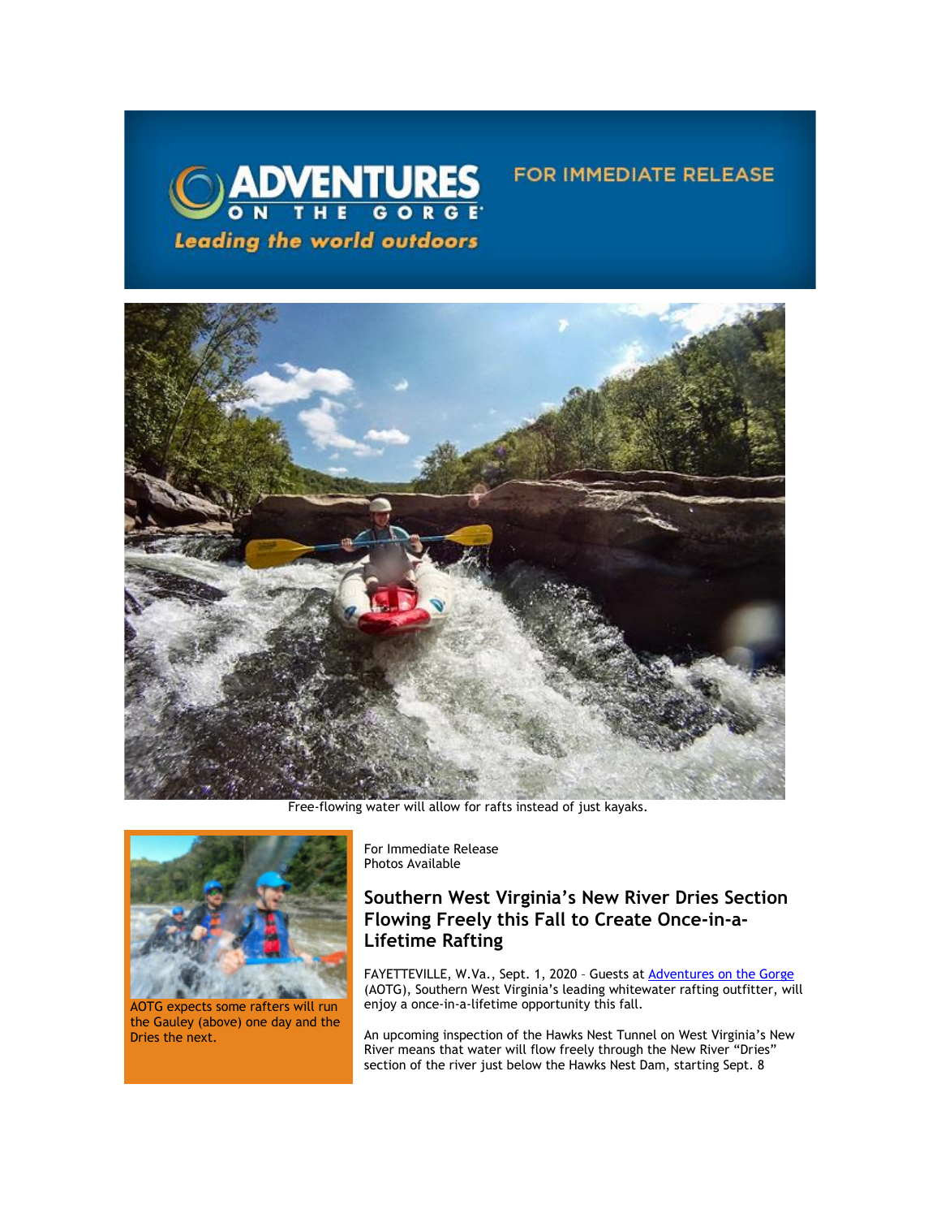ADVENTURES ON THE GORGE
Leading the world outdoors

FOR IMMEDIATE RELEASE

Free-flowing water will allow for rafts instead of just kayaks.

AOTG expects some rafters will run the Gauley (above) one day and the Dries the next.

For Immediate Release
Photos Available

## Southern West Virginia's New River Dries Section Flowing Freely this Fall to Create Once-in-a-Lifetime Rafting

FAYETTEVILLE, W.Va., Sept. 1, 2020 – Guests at Adventures on the Gorge (AOTG), Southern West Virginia's leading whitewater rafting outfitter, will enjoy a once-in-a-lifetime opportunity this fall.

An upcoming inspection of the Hawks Nest Tunnel on West Virginia's New River means that water will flow freely through the New River "Dries" section of the river just below the Hawks Nest Dam, starting Sept. 8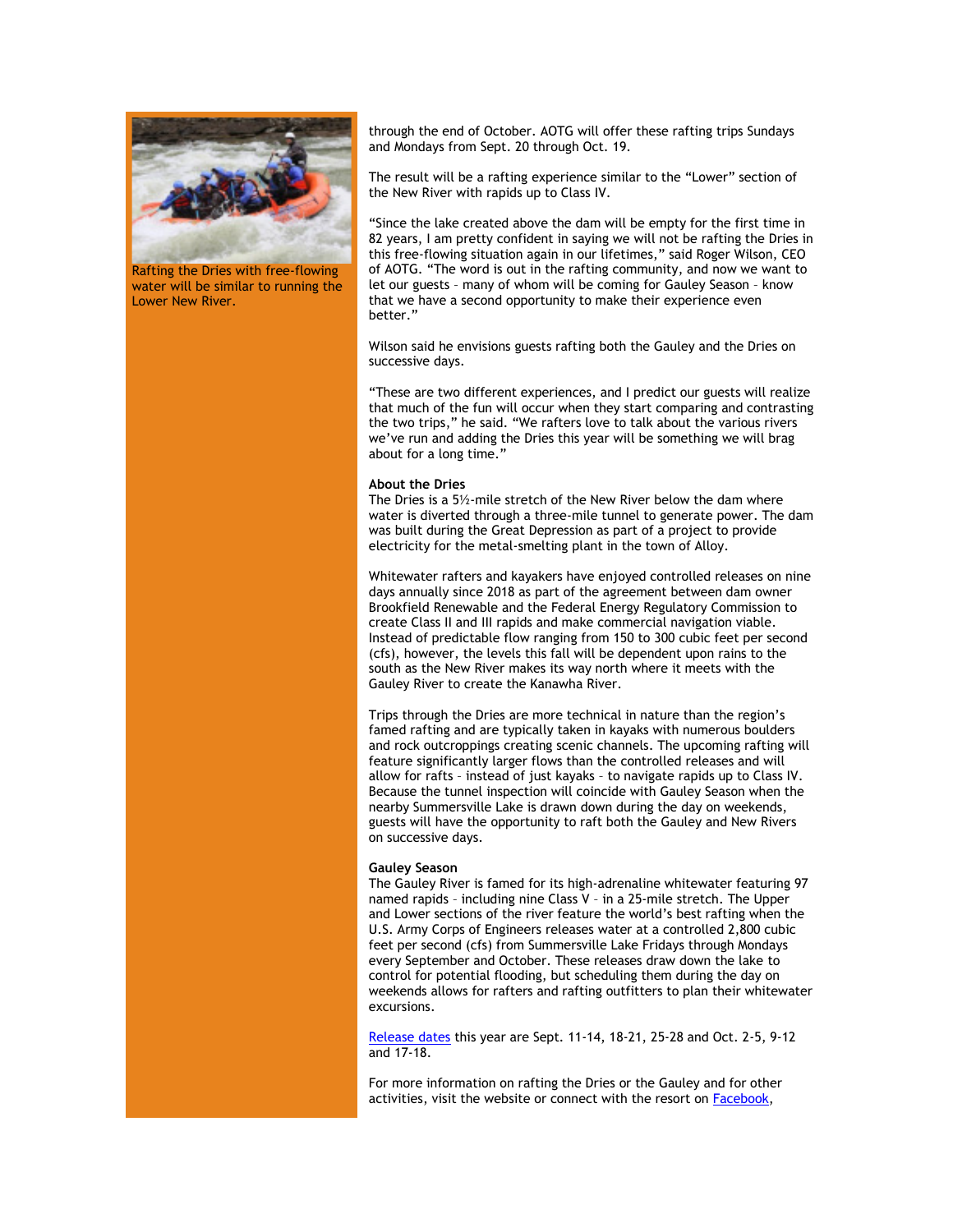Rafting the Dries with free-flowing water will be similar to running the Lower New River.

through the end of October. AOTG will offer these rafting trips Sundays and Mondays from Sept. 20 through Oct. 19.

The result will be a rafting experience similar to the "Lower" section of the New River with rapids up to Class IV.

"Since the lake created above the dam will be empty for the first time in 82 years, I am pretty confident in saying we will not be rafting the Dries in this free-flowing situation again in our lifetimes," said Roger Wilson, CEO of AOTG. "The word is out in the rafting community, and now we want to let our guests – many of whom will be coming for Gauley Season – know that we have a second opportunity to make their experience even better."

Wilson said he envisions guests rafting both the Gauley and the Dries on successive days.

"These are two different experiences, and I predict our guests will realize that much of the fun will occur when they start comparing and contrasting the two trips," he said. "We rafters love to talk about the various rivers we've run and adding the Dries this year will be something we will brag about for a long time."

**About the Dries**
The Dries is a 5½-mile stretch of the New River below the dam where water is diverted through a three-mile tunnel to generate power. The dam was built during the Great Depression as part of a project to provide electricity for the metal-smelting plant in the town of Alloy.

Whitewater rafters and kayakers have enjoyed controlled releases on nine days annually since 2018 as part of the agreement between dam owner Brookfield Renewable and the Federal Energy Regulatory Commission to create Class II and III rapids and make commercial navigation viable. Instead of predictable flow ranging from 150 to 300 cubic feet per second (cfs), however, the levels this fall will be dependent upon rains to the south as the New River makes its way north where it meets with the Gauley River to create the Kanawha River.

Trips through the Dries are more technical in nature than the region's famed rafting and are typically taken in kayaks with numerous boulders and rock outcroppings creating scenic channels. The upcoming rafting will feature significantly larger flows than the controlled releases and will allow for rafts – instead of just kayaks – to navigate rapids up to Class IV. Because the tunnel inspection will coincide with Gauley Season when the nearby Summersville Lake is drawn down during the day on weekends, guests will have the opportunity to raft both the Gauley and New Rivers on successive days.

**Gauley Season**
The Gauley River is famed for its high-adrenaline whitewater featuring 97 named rapids – including nine Class V – in a 25-mile stretch. The Upper and Lower sections of the river feature the world's best rafting when the U.S. Army Corps of Engineers releases water at a controlled 2,800 cubic feet per second (cfs) from Summersville Lake Fridays through Mondays every September and October. These releases draw down the lake to control for potential flooding, but scheduling them during the day on weekends allows for rafters and rafting outfitters to plan their whitewater excursions.

Release dates this year are Sept. 11-14, 18-21, 25-28 and Oct. 2-5, 9-12 and 17-18.

For more information on rafting the Dries or the Gauley and for other activities, visit the website or connect with the resort on Facebook,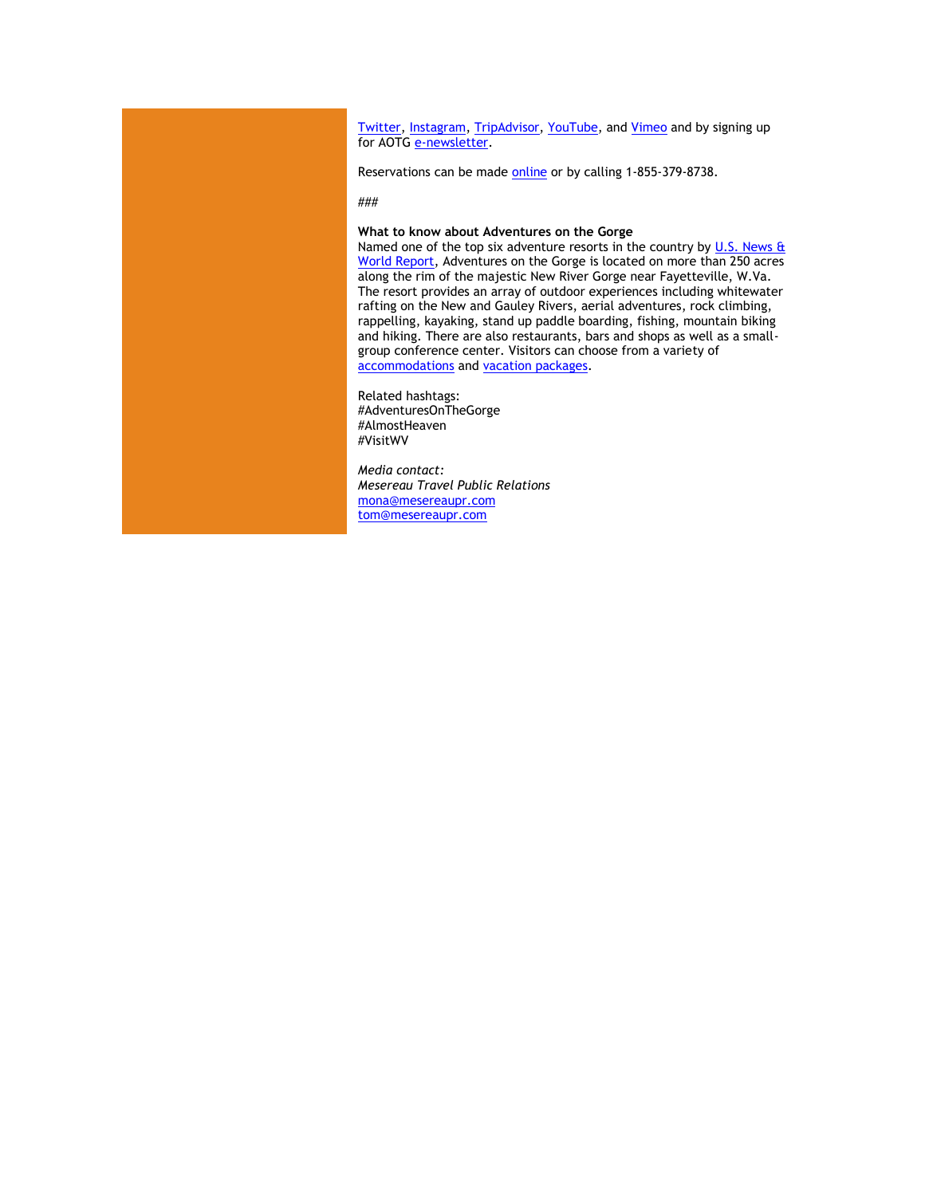Twitter, Instagram, TripAdvisor, YouTube, and Vimeo and by signing up for AOTG e-newsletter.

Reservations can be made online or by calling 1-855-379-8738.

###

**What to know about Adventures on the Gorge**
Named one of the top six adventure resorts in the country by U.S. News & World Report, Adventures on the Gorge is located on more than 250 acres along the rim of the majestic New River Gorge near Fayetteville, W.Va. The resort provides an array of outdoor experiences including whitewater rafting on the New and Gauley Rivers, aerial adventures, rock climbing, rappelling, kayaking, stand up paddle boarding, fishing, mountain biking and hiking. There are also restaurants, bars and shops as well as a small-group conference center. Visitors can choose from a variety of accommodations and vacation packages.

Related hashtags:
#AdventuresOnTheGorge
#AlmostHeaven
#VisitWV

*Media contact:*
*Mesereau Travel Public Relations*
mona@mesereaupr.com
tom@mesereaupr.com